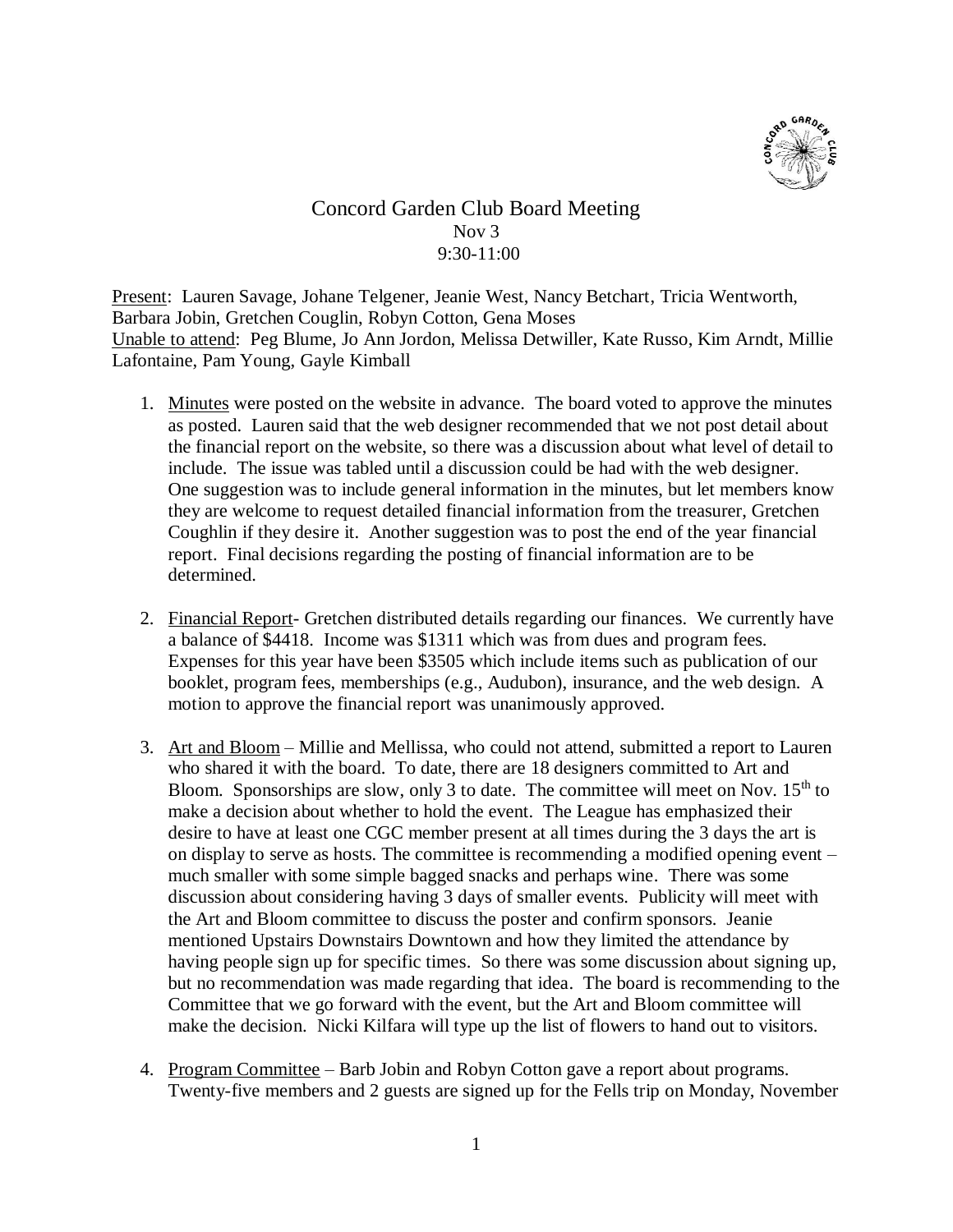# Concord Garden Club Board Meeting

Nov 3
9:30-11:00

Present: Lauren Savage, Johane Telgener, Jeanie West, Nancy Betchart, Tricia Wentworth, Barbara Jobin, Gretchen Couglin, Robyn Cotton, Gena Moses
Unable to attend: Peg Blume, Jo Ann Jordon, Melissa Detwiller, Kate Russo, Kim Arndt, Millie Lafontaine, Pam Young, Gayle Kimball

1. Minutes were posted on the website in advance. The board voted to approve the minutes as posted. Lauren said that the web designer recommended that we not post detail about the financial report on the website, so there was a discussion about what level of detail to include. The issue was tabled until a discussion could be had with the web designer. One suggestion was to include general information in the minutes, but let members know they are welcome to request detailed financial information from the treasurer, Gretchen Coughlin if they desire it. Another suggestion was to post the end of the year financial report. Final decisions regarding the posting of financial information are to be determined.

2. Financial Report- Gretchen distributed details regarding our finances. We currently have a balance of $4418. Income was $1311 which was from dues and program fees. Expenses for this year have been $3505 which include items such as publication of our booklet, program fees, memberships (e.g., Audubon), insurance, and the web design. A motion to approve the financial report was unanimously approved.

3. Art and Bloom – Millie and Mellissa, who could not attend, submitted a report to Lauren who shared it with the board. To date, there are 18 designers committed to Art and Bloom. Sponsorships are slow, only 3 to date. The committee will meet on Nov. 15th to make a decision about whether to hold the event. The League has emphasized their desire to have at least one CGC member present at all times during the 3 days the art is on display to serve as hosts. The committee is recommending a modified opening event – much smaller with some simple bagged snacks and perhaps wine. There was some discussion about considering having 3 days of smaller events. Publicity will meet with the Art and Bloom committee to discuss the poster and confirm sponsors. Jeanie mentioned Upstairs Downstairs Downtown and how they limited the attendance by having people sign up for specific times. So there was some discussion about signing up, but no recommendation was made regarding that idea. The board is recommending to the Committee that we go forward with the event, but the Art and Bloom committee will make the decision. Nicki Kilfara will type up the list of flowers to hand out to visitors.

4. Program Committee – Barb Jobin and Robyn Cotton gave a report about programs. Twenty-five members and 2 guests are signed up for the Fells trip on Monday, November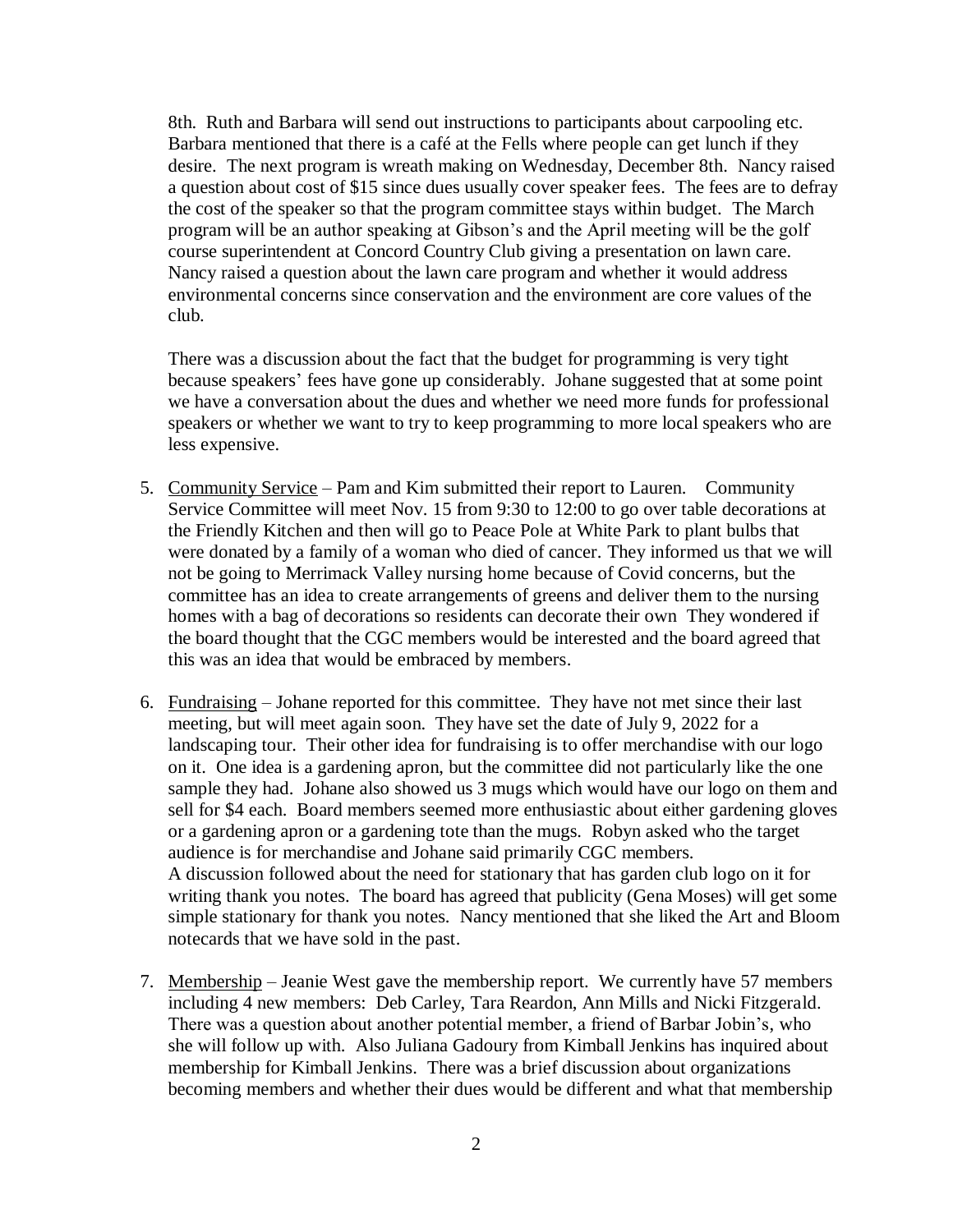8th. Ruth and Barbara will send out instructions to participants about carpooling etc. Barbara mentioned that there is a café at the Fells where people can get lunch if they desire. The next program is wreath making on Wednesday, December 8th. Nancy raised a question about cost of $15 since dues usually cover speaker fees. The fees are to defray the cost of the speaker so that the program committee stays within budget. The March program will be an author speaking at Gibson's and the April meeting will be the golf course superintendent at Concord Country Club giving a presentation on lawn care. Nancy raised a question about the lawn care program and whether it would address environmental concerns since conservation and the environment are core values of the club.

There was a discussion about the fact that the budget for programming is very tight because speakers' fees have gone up considerably. Johane suggested that at some point we have a conversation about the dues and whether we need more funds for professional speakers or whether we want to try to keep programming to more local speakers who are less expensive.

5. Community Service – Pam and Kim submitted their report to Lauren. Community Service Committee will meet Nov. 15 from 9:30 to 12:00 to go over table decorations at the Friendly Kitchen and then will go to Peace Pole at White Park to plant bulbs that were donated by a family of a woman who died of cancer. They informed us that we will not be going to Merrimack Valley nursing home because of Covid concerns, but the committee has an idea to create arrangements of greens and deliver them to the nursing homes with a bag of decorations so residents can decorate their own They wondered if the board thought that the CGC members would be interested and the board agreed that this was an idea that would be embraced by members.

6. Fundraising – Johane reported for this committee. They have not met since their last meeting, but will meet again soon. They have set the date of July 9, 2022 for a landscaping tour. Their other idea for fundraising is to offer merchandise with our logo on it. One idea is a gardening apron, but the committee did not particularly like the one sample they had. Johane also showed us 3 mugs which would have our logo on them and sell for $4 each. Board members seemed more enthusiastic about either gardening gloves or a gardening apron or a gardening tote than the mugs. Robyn asked who the target audience is for merchandise and Johane said primarily CGC members.
A discussion followed about the need for stationary that has garden club logo on it for writing thank you notes. The board has agreed that publicity (Gena Moses) will get some simple stationary for thank you notes. Nancy mentioned that she liked the Art and Bloom notecards that we have sold in the past.

7. Membership – Jeanie West gave the membership report. We currently have 57 members including 4 new members: Deb Carley, Tara Reardon, Ann Mills and Nicki Fitzgerald. There was a question about another potential member, a friend of Barbar Jobin's, who she will follow up with. Also Juliana Gadoury from Kimball Jenkins has inquired about membership for Kimball Jenkins. There was a brief discussion about organizations becoming members and whether their dues would be different and what that membership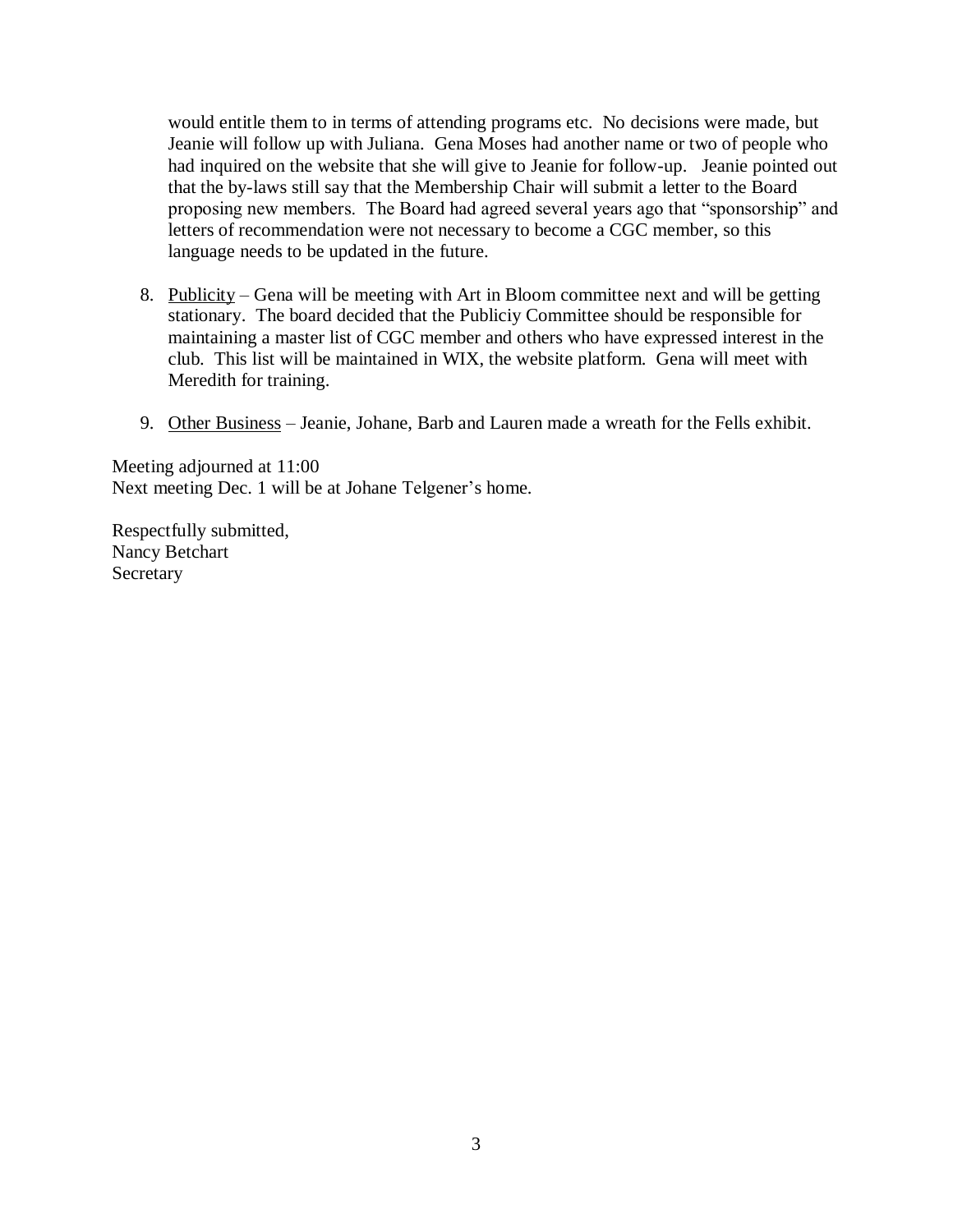would entitle them to in terms of attending programs etc. No decisions were made, but Jeanie will follow up with Juliana. Gena Moses had another name or two of people who had inquired on the website that she will give to Jeanie for follow-up. Jeanie pointed out that the by-laws still say that the Membership Chair will submit a letter to the Board proposing new members. The Board had agreed several years ago that "sponsorship" and letters of recommendation were not necessary to become a CGC member, so this language needs to be updated in the future.

8. <u>Publicity</u> – Gena will be meeting with Art in Bloom committee next and will be getting stationary. The board decided that the Publiciy Committee should be responsible for maintaining a master list of CGC member and others who have expressed interest in the club. This list will be maintained in WIX, the website platform. Gena will meet with Meredith for training.

9. <u>Other Business</u> – Jeanie, Johane, Barb and Lauren made a wreath for the Fells exhibit.

Meeting adjourned at 11:00
Next meeting Dec. 1 will be at Johane Telgener's home.

Respectfully submitted,
Nancy Betchart
Secretary